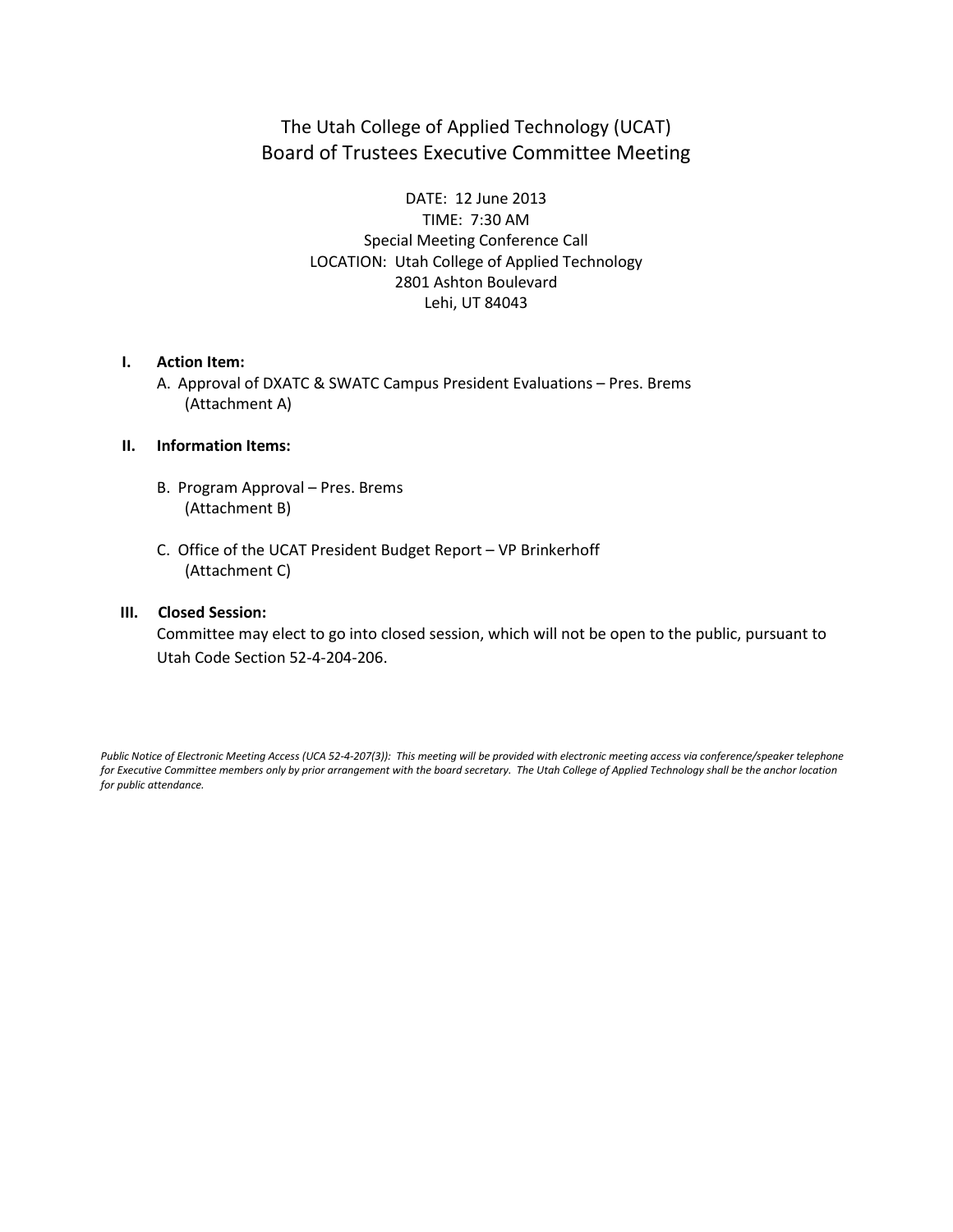# The Utah College of Applied Technology (UCAT)
## Board of Trustees Executive Committee Meeting

DATE: 12 June 2013
TIME: 7:30 AM
Special Meeting Conference Call
LOCATION: Utah College of Applied Technology
2801 Ashton Boulevard
Lehi, UT 84043

**I. Action Item:**

A. Approval of DXATC & SWATC Campus President Evaluations – Pres. Brems
(Attachment A)

**II. Information Items:**

B. Program Approval – Pres. Brems
(Attachment B)

C. Office of the UCAT President Budget Report – VP Brinkerhoff
(Attachment C)

**III. Closed Session:**

Committee may elect to go into closed session, which will not be open to the public, pursuant to Utah Code Section 52-4-204-206.

*Public Notice of Electronic Meeting Access (UCA 52-4-207(3)): This meeting will be provided with electronic meeting access via conference/speaker telephone for Executive Committee members only by prior arrangement with the board secretary. The Utah College of Applied Technology shall be the anchor location for public attendance.*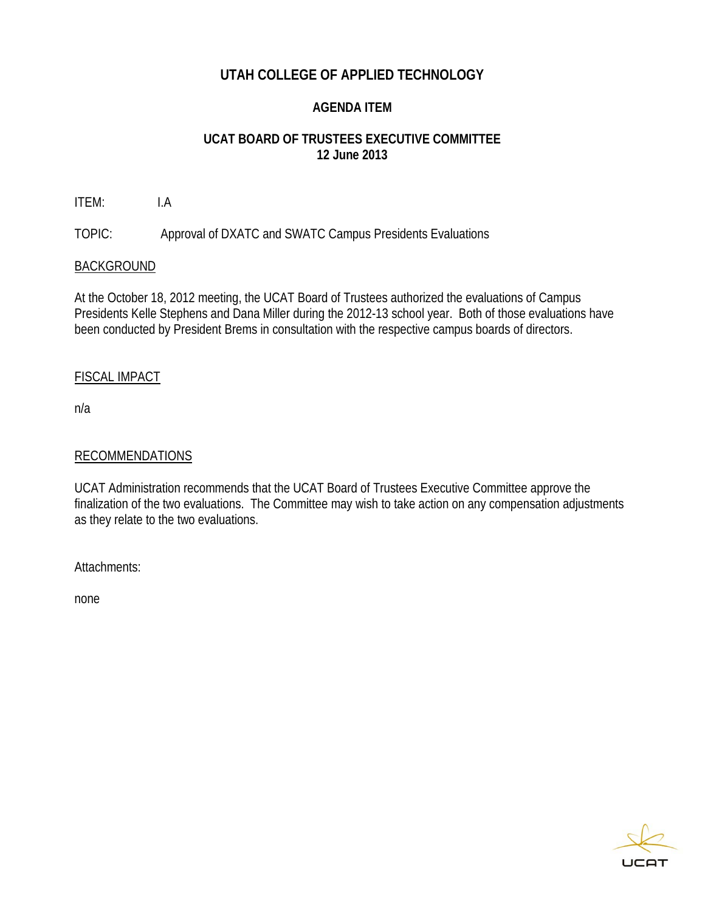# UTAH COLLEGE OF APPLIED TECHNOLOGY

## AGENDA ITEM

## UCAT BOARD OF TRUSTEES EXECUTIVE COMMITTEE
## 12 June 2013

ITEM: I.A

TOPIC: Approval of DXATC and SWATC Campus Presidents Evaluations

<u>BACKGROUND</u>

At the October 18, 2012 meeting, the UCAT Board of Trustees authorized the evaluations of Campus Presidents Kelle Stephens and Dana Miller during the 2012-13 school year. Both of those evaluations have been conducted by President Brems in consultation with the respective campus boards of directors.

<u>FISCAL IMPACT</u>

n/a

<u>RECOMMENDATIONS</u>

UCAT Administration recommends that the UCAT Board of Trustees Executive Committee approve the finalization of the two evaluations. The Committee may wish to take action on any compensation adjustments as they relate to the two evaluations.

Attachments:

none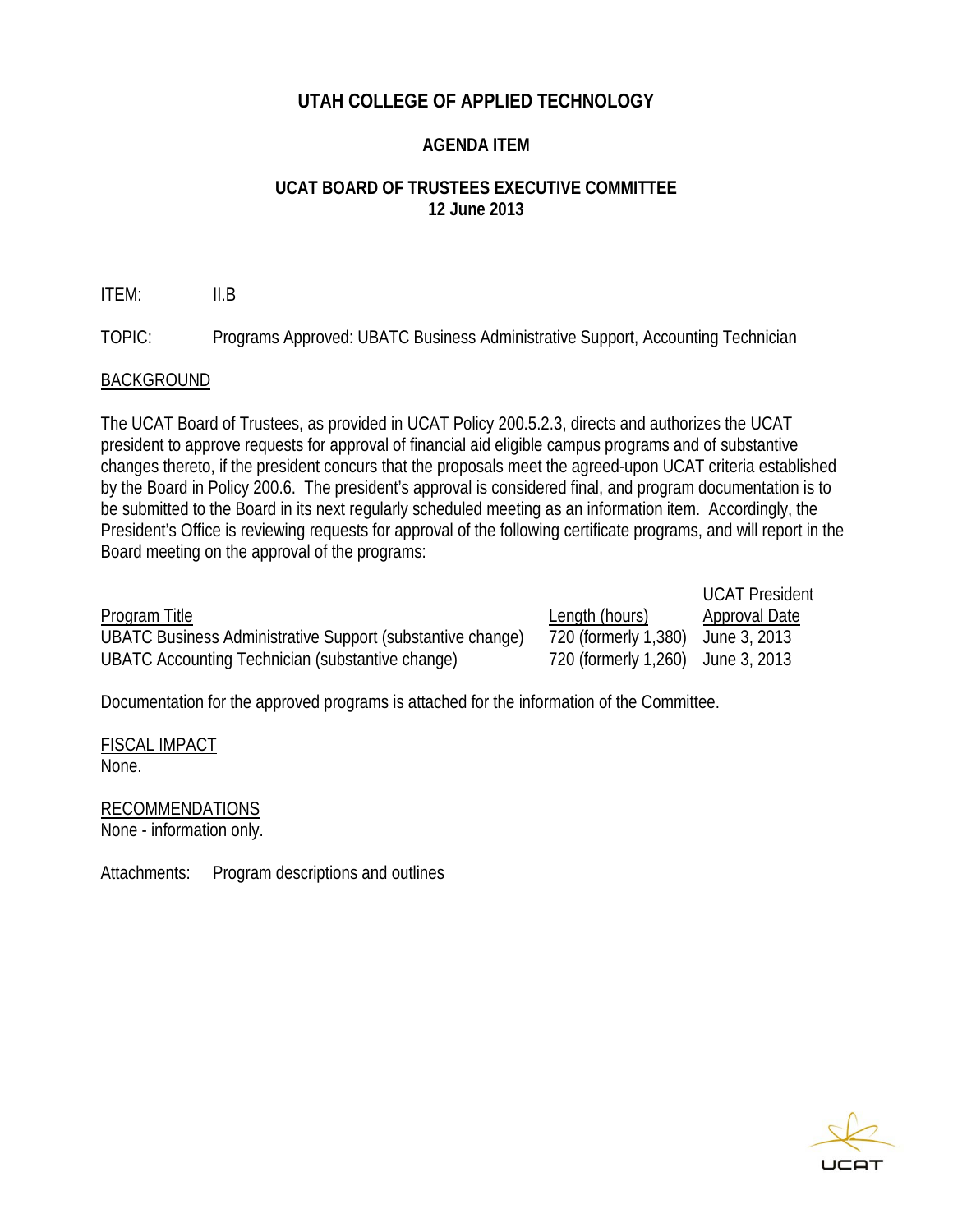# UTAH COLLEGE OF APPLIED TECHNOLOGY

## AGENDA ITEM

## UCAT BOARD OF TRUSTEES EXECUTIVE COMMITTEE
## 12 June 2013

ITEM: II.B

TOPIC: Programs Approved: UBATC Business Administrative Support, Accounting Technician

BACKGROUND

The UCAT Board of Trustees, as provided in UCAT Policy 200.5.2.3, directs and authorizes the UCAT president to approve requests for approval of financial aid eligible campus programs and of substantive changes thereto, if the president concurs that the proposals meet the agreed-upon UCAT criteria established by the Board in Policy 200.6. The president's approval is considered final, and program documentation is to be submitted to the Board in its next regularly scheduled meeting as an information item. Accordingly, the President's Office is reviewing requests for approval of the following certificate programs, and will report in the Board meeting on the approval of the programs:

| Program Title | Length (hours) | UCAT President Approval Date |
|---|---|---|
| UBATC Business Administrative Support (substantive change) | 720 (formerly 1,380) | June 3, 2013 |
| UBATC Accounting Technician (substantive change) | 720 (formerly 1,260) | June 3, 2013 |

Documentation for the approved programs is attached for the information of the Committee.

FISCAL IMPACT
None.

RECOMMENDATIONS
None - information only.

Attachments: Program descriptions and outlines

UCAT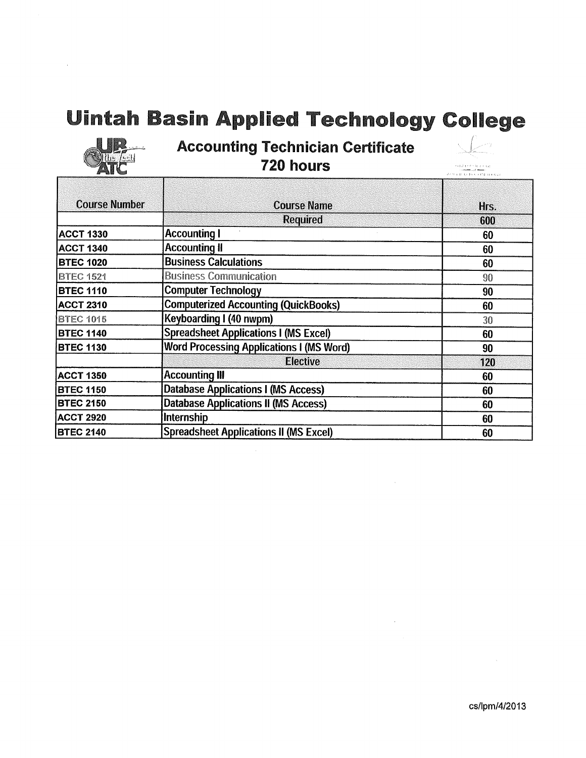# Uintah Basin Applied Technology College

## Accounting Technician Certificate
## 720 hours

| Course Number | Course Name | Hrs. |
|---|---|---|
| | Required | 600 |
| ACCT 1330 | Accounting I | 60 |
| ACCT 1340 | Accounting II | 60 |
| BTEC 1020 | Business Calculations | 60 |
| BTEC 1521 | Business Communication | 90 |
| BTEC 1110 | Computer Technology | 90 |
| ACCT 2310 | Computerized Accounting (QuickBooks) | 60 |
| BTEC 1015 | Keyboarding I (40 nwpm) | 30 |
| BTEC 1140 | Spreadsheet Applications I (MS Excel) | 60 |
| BTEC 1130 | Word Processing Applications I (MS Word) | 90 |
| | Elective | 120 |
| ACCT 1350 | Accounting III | 60 |
| BTEC 1150 | Database Applications I (MS Access) | 60 |
| BTEC 2150 | Database Applications II (MS Access) | 60 |
| ACCT 2920 | Internship | 60 |
| BTEC 2140 | Spreadsheet Applications II (MS Excel) | 60 |

cs/lpm/4/2013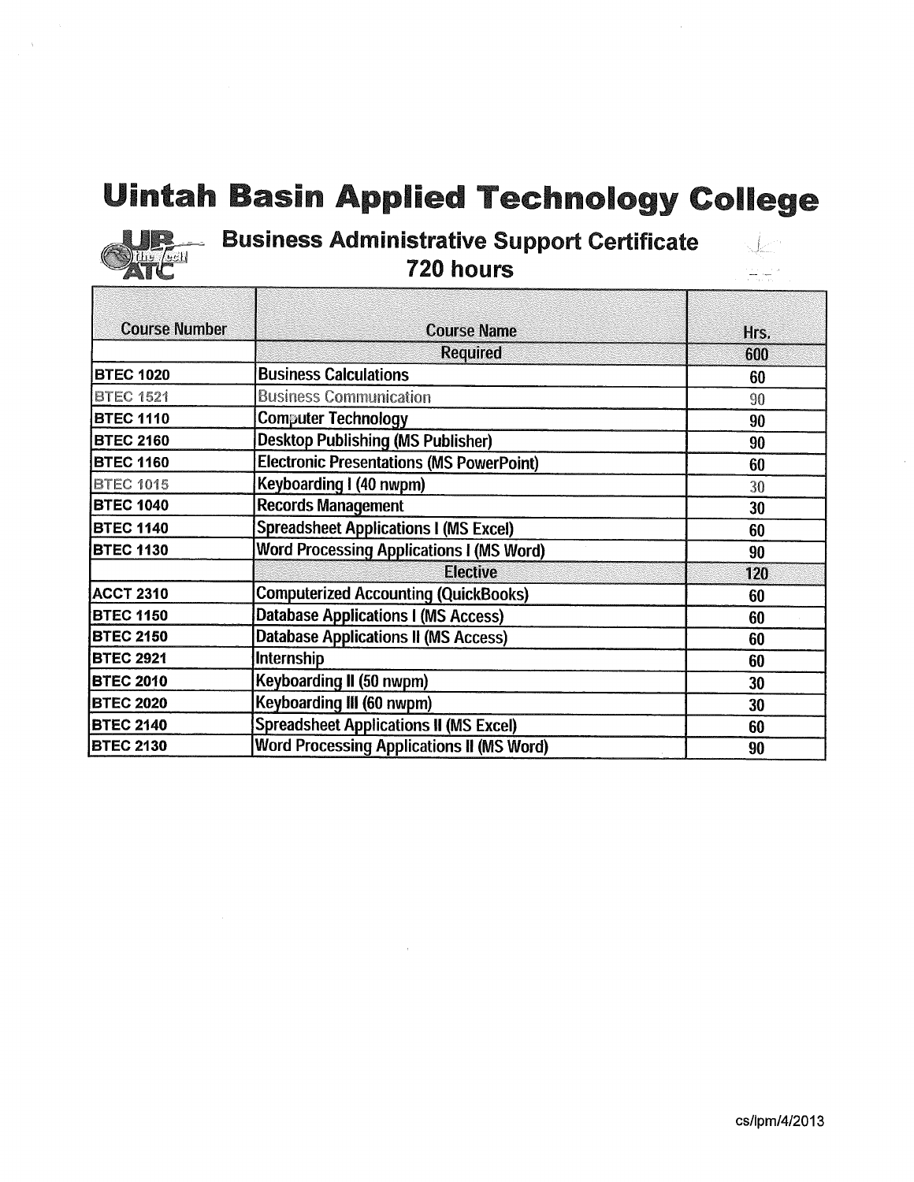# Uintah Basin Applied Technology College

## Business Administrative Support Certificate
## 720 hours

| Course Number | Course Name | Hrs. |
|---|---|---|
| | Required | 600 |
| BTEC 1020 | Business Calculations | 60 |
| BTEC 1521 | Business Communication | 90 |
| BTEC 1110 | Computer Technology | 90 |
| BTEC 2160 | Desktop Publishing (MS Publisher) | 90 |
| BTEC 1160 | Electronic Presentations (MS PowerPoint) | 60 |
| BTEC 1015 | Keyboarding I (40 nwpm) | 30 |
| BTEC 1040 | Records Management | 30 |
| BTEC 1140 | Spreadsheet Applications I (MS Excel) | 60 |
| BTEC 1130 | Word Processing Applications I (MS Word) | 90 |
| | Elective | 120 |
| ACCT 2310 | Computerized Accounting (QuickBooks) | 60 |
| BTEC 1150 | Database Applications I (MS Access) | 60 |
| BTEC 2150 | Database Applications II (MS Access) | 60 |
| BTEC 2921 | Internship | 60 |
| BTEC 2010 | Keyboarding II (50 nwpm) | 30 |
| BTEC 2020 | Keyboarding III (60 nwpm) | 30 |
| BTEC 2140 | Spreadsheet Applications II (MS Excel) | 60 |
| BTEC 2130 | Word Processing Applications II (MS Word) | 90 |

cs/lpm/4/2013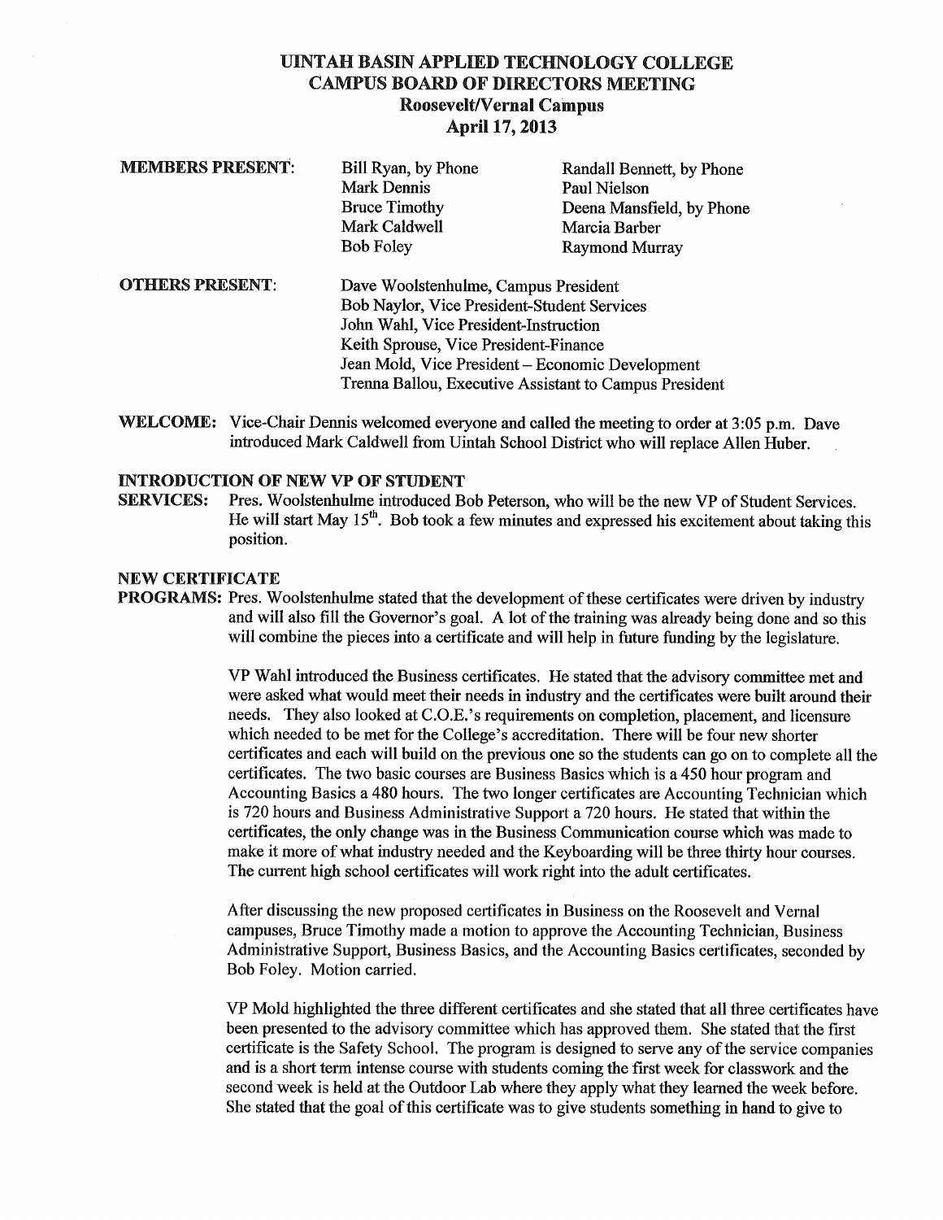# UINTAH BASIN APPLIED TECHNOLOGY COLLEGE
# CAMPUS BOARD OF DIRECTORS MEETING
## Roosevelt/Vernal Campus
## April 17, 2013

**MEMBERS PRESENT:**

| | |
|---|---|
| Bill Ryan, by Phone | Randall Bennett, by Phone |
| Mark Dennis | Paul Nielson |
| Bruce Timothy | Deena Mansfield, by Phone |
| Mark Caldwell | Marcia Barber |
| Bob Foley | Raymond Murray |

**OTHERS PRESENT:**

Dave Woolstenhulme, Campus President
Bob Naylor, Vice President-Student Services
John Wahl, Vice President-Instruction
Keith Sprouse, Vice President-Finance
Jean Mold, Vice President – Economic Development
Trenna Ballou, Executive Assistant to Campus President

**WELCOME:** Vice-Chair Dennis welcomed everyone and called the meeting to order at 3:05 p.m. Dave introduced Mark Caldwell from Uintah School District who will replace Allen Huber.

**INTRODUCTION OF NEW VP OF STUDENT SERVICES:** Pres. Woolstenhulme introduced Bob Peterson, who will be the new VP of Student Services. He will start May 15th. Bob took a few minutes and expressed his excitement about taking this position.

**NEW CERTIFICATE PROGRAMS:** Pres. Woolstenhulme stated that the development of these certificates were driven by industry and will also fill the Governor's goal. A lot of the training was already being done and so this will combine the pieces into a certificate and will help in future funding by the legislature.

VP Wahl introduced the Business certificates. He stated that the advisory committee met and were asked what would meet their needs in industry and the certificates were built around their needs. They also looked at C.O.E.'s requirements on completion, placement, and licensure which needed to be met for the College's accreditation. There will be four new shorter certificates and each will build on the previous one so the students can go on to complete all the certificates. The two basic courses are Business Basics which is a 450 hour program and Accounting Basics a 480 hours. The two longer certificates are Accounting Technician which is 720 hours and Business Administrative Support a 720 hours. He stated that within the certificates, the only change was in the Business Communication course which was made to make it more of what industry needed and the Keyboarding will be three thirty hour courses. The current high school certificates will work right into the adult certificates.

After discussing the new proposed certificates in Business on the Roosevelt and Vernal campuses, Bruce Timothy made a motion to approve the Accounting Technician, Business Administrative Support, Business Basics, and the Accounting Basics certificates, seconded by Bob Foley. Motion carried.

VP Mold highlighted the three different certificates and she stated that all three certificates have been presented to the advisory committee which has approved them. She stated that the first certificate is the Safety School. The program is designed to serve any of the service companies and is a short term intense course with students coming the first week for classwork and the second week is held at the Outdoor Lab where they apply what they learned the week before. She stated that the goal of this certificate was to give students something in hand to give to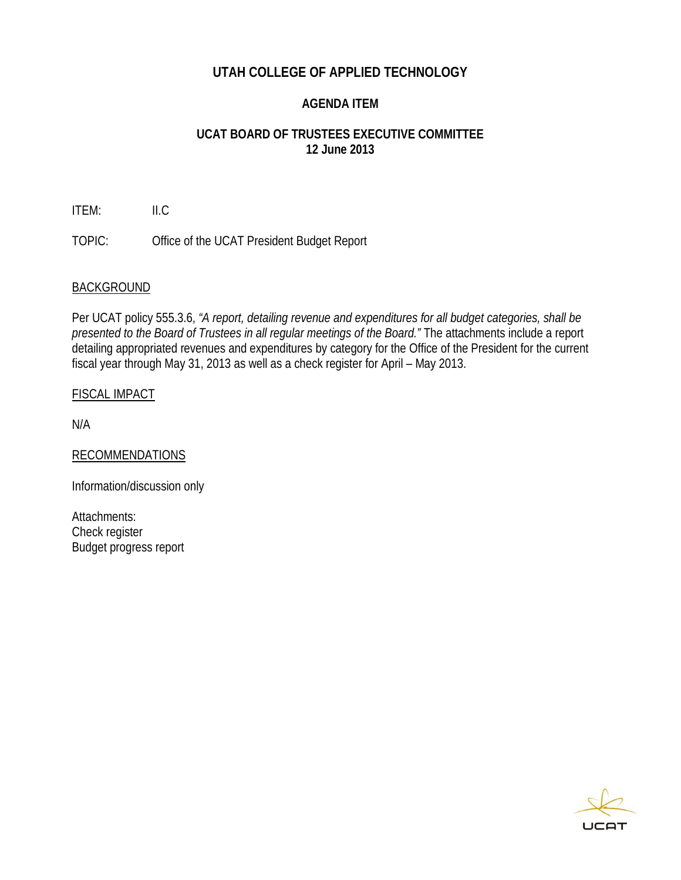# UTAH COLLEGE OF APPLIED TECHNOLOGY

## AGENDA ITEM

## UCAT BOARD OF TRUSTEES EXECUTIVE COMMITTEE
## 12 June 2013

ITEM: II.C

TOPIC: Office of the UCAT President Budget Report

BACKGROUND

Per UCAT policy 555.3.6, *"A report, detailing revenue and expenditures for all budget categories, shall be presented to the Board of Trustees in all regular meetings of the Board."* The attachments include a report detailing appropriated revenues and expenditures by category for the Office of the President for the current fiscal year through May 31, 2013 as well as a check register for April – May 2013.

FISCAL IMPACT

N/A

RECOMMENDATIONS

Information/discussion only

Attachments:
Check register
Budget progress report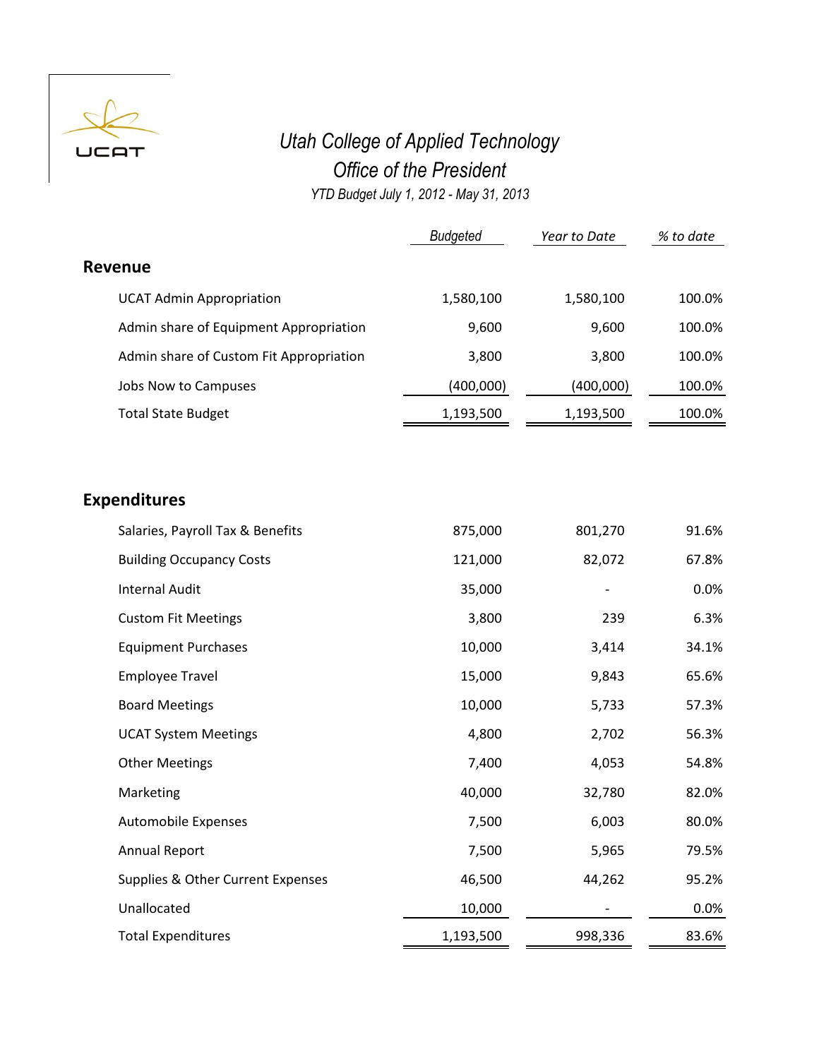UCAT

# Utah College of Applied Technology

## Office of the President

*YTD Budget July 1, 2012 - May 31, 2013*

| | *Budgeted* | *Year to Date* | *% to date* |
|---|---|---|---|
| **Revenue** | | | |
| UCAT Admin Appropriation | 1,580,100 | 1,580,100 | 100.0% |
| Admin share of Equipment Appropriation | 9,600 | 9,600 | 100.0% |
| Admin share of Custom Fit Appropriation | 3,800 | 3,800 | 100.0% |
| Jobs Now to Campuses | (400,000) | (400,000) | 100.0% |
| Total State Budget | 1,193,500 | 1,193,500 | 100.0% |
| | | | |
| **Expenditures** | | | |
| Salaries, Payroll Tax & Benefits | 875,000 | 801,270 | 91.6% |
| Building Occupancy Costs | 121,000 | 82,072 | 67.8% |
| Internal Audit | 35,000 | - | 0.0% |
| Custom Fit Meetings | 3,800 | 239 | 6.3% |
| Equipment Purchases | 10,000 | 3,414 | 34.1% |
| Employee Travel | 15,000 | 9,843 | 65.6% |
| Board Meetings | 10,000 | 5,733 | 57.3% |
| UCAT System Meetings | 4,800 | 2,702 | 56.3% |
| Other Meetings | 7,400 | 4,053 | 54.8% |
| Marketing | 40,000 | 32,780 | 82.0% |
| Automobile Expenses | 7,500 | 6,003 | 80.0% |
| Annual Report | 7,500 | 5,965 | 79.5% |
| Supplies & Other Current Expenses | 46,500 | 44,262 | 95.2% |
| Unallocated | 10,000 | - | 0.0% |
| Total Expenditures | 1,193,500 | 998,336 | 83.6% |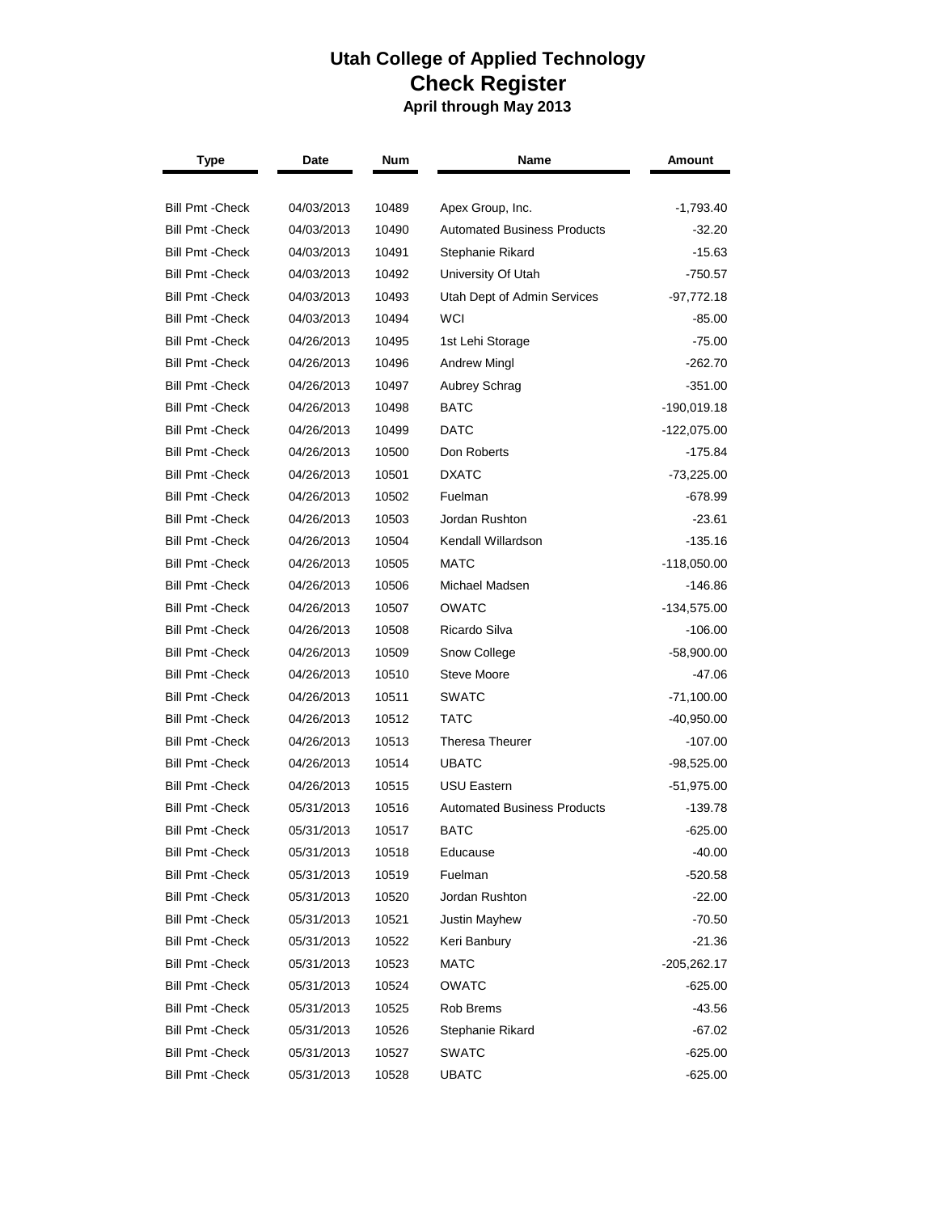# Utah College of Applied Technology
## Check Register
### April through May 2013

| Type | Date | Num | Name | Amount |
|---|---|---|---|---|
| Bill Pmt -Check | 04/03/2013 | 10489 | Apex Group, Inc. | -1,793.40 |
| Bill Pmt -Check | 04/03/2013 | 10490 | Automated Business Products | -32.20 |
| Bill Pmt -Check | 04/03/2013 | 10491 | Stephanie Rikard | -15.63 |
| Bill Pmt -Check | 04/03/2013 | 10492 | University Of Utah | -750.57 |
| Bill Pmt -Check | 04/03/2013 | 10493 | Utah Dept of Admin Services | -97,772.18 |
| Bill Pmt -Check | 04/03/2013 | 10494 | WCI | -85.00 |
| Bill Pmt -Check | 04/26/2013 | 10495 | 1st Lehi Storage | -75.00 |
| Bill Pmt -Check | 04/26/2013 | 10496 | Andrew Mingl | -262.70 |
| Bill Pmt -Check | 04/26/2013 | 10497 | Aubrey Schrag | -351.00 |
| Bill Pmt -Check | 04/26/2013 | 10498 | BATC | -190,019.18 |
| Bill Pmt -Check | 04/26/2013 | 10499 | DATC | -122,075.00 |
| Bill Pmt -Check | 04/26/2013 | 10500 | Don Roberts | -175.84 |
| Bill Pmt -Check | 04/26/2013 | 10501 | DXATC | -73,225.00 |
| Bill Pmt -Check | 04/26/2013 | 10502 | Fuelman | -678.99 |
| Bill Pmt -Check | 04/26/2013 | 10503 | Jordan Rushton | -23.61 |
| Bill Pmt -Check | 04/26/2013 | 10504 | Kendall Willardson | -135.16 |
| Bill Pmt -Check | 04/26/2013 | 10505 | MATC | -118,050.00 |
| Bill Pmt -Check | 04/26/2013 | 10506 | Michael Madsen | -146.86 |
| Bill Pmt -Check | 04/26/2013 | 10507 | OWATC | -134,575.00 |
| Bill Pmt -Check | 04/26/2013 | 10508 | Ricardo Silva | -106.00 |
| Bill Pmt -Check | 04/26/2013 | 10509 | Snow College | -58,900.00 |
| Bill Pmt -Check | 04/26/2013 | 10510 | Steve Moore | -47.06 |
| Bill Pmt -Check | 04/26/2013 | 10511 | SWATC | -71,100.00 |
| Bill Pmt -Check | 04/26/2013 | 10512 | TATC | -40,950.00 |
| Bill Pmt -Check | 04/26/2013 | 10513 | Theresa Theurer | -107.00 |
| Bill Pmt -Check | 04/26/2013 | 10514 | UBATC | -98,525.00 |
| Bill Pmt -Check | 04/26/2013 | 10515 | USU Eastern | -51,975.00 |
| Bill Pmt -Check | 05/31/2013 | 10516 | Automated Business Products | -139.78 |
| Bill Pmt -Check | 05/31/2013 | 10517 | BATC | -625.00 |
| Bill Pmt -Check | 05/31/2013 | 10518 | Educause | -40.00 |
| Bill Pmt -Check | 05/31/2013 | 10519 | Fuelman | -520.58 |
| Bill Pmt -Check | 05/31/2013 | 10520 | Jordan Rushton | -22.00 |
| Bill Pmt -Check | 05/31/2013 | 10521 | Justin Mayhew | -70.50 |
| Bill Pmt -Check | 05/31/2013 | 10522 | Keri Banbury | -21.36 |
| Bill Pmt -Check | 05/31/2013 | 10523 | MATC | -205,262.17 |
| Bill Pmt -Check | 05/31/2013 | 10524 | OWATC | -625.00 |
| Bill Pmt -Check | 05/31/2013 | 10525 | Rob Brems | -43.56 |
| Bill Pmt -Check | 05/31/2013 | 10526 | Stephanie Rikard | -67.02 |
| Bill Pmt -Check | 05/31/2013 | 10527 | SWATC | -625.00 |
| Bill Pmt -Check | 05/31/2013 | 10528 | UBATC | -625.00 |